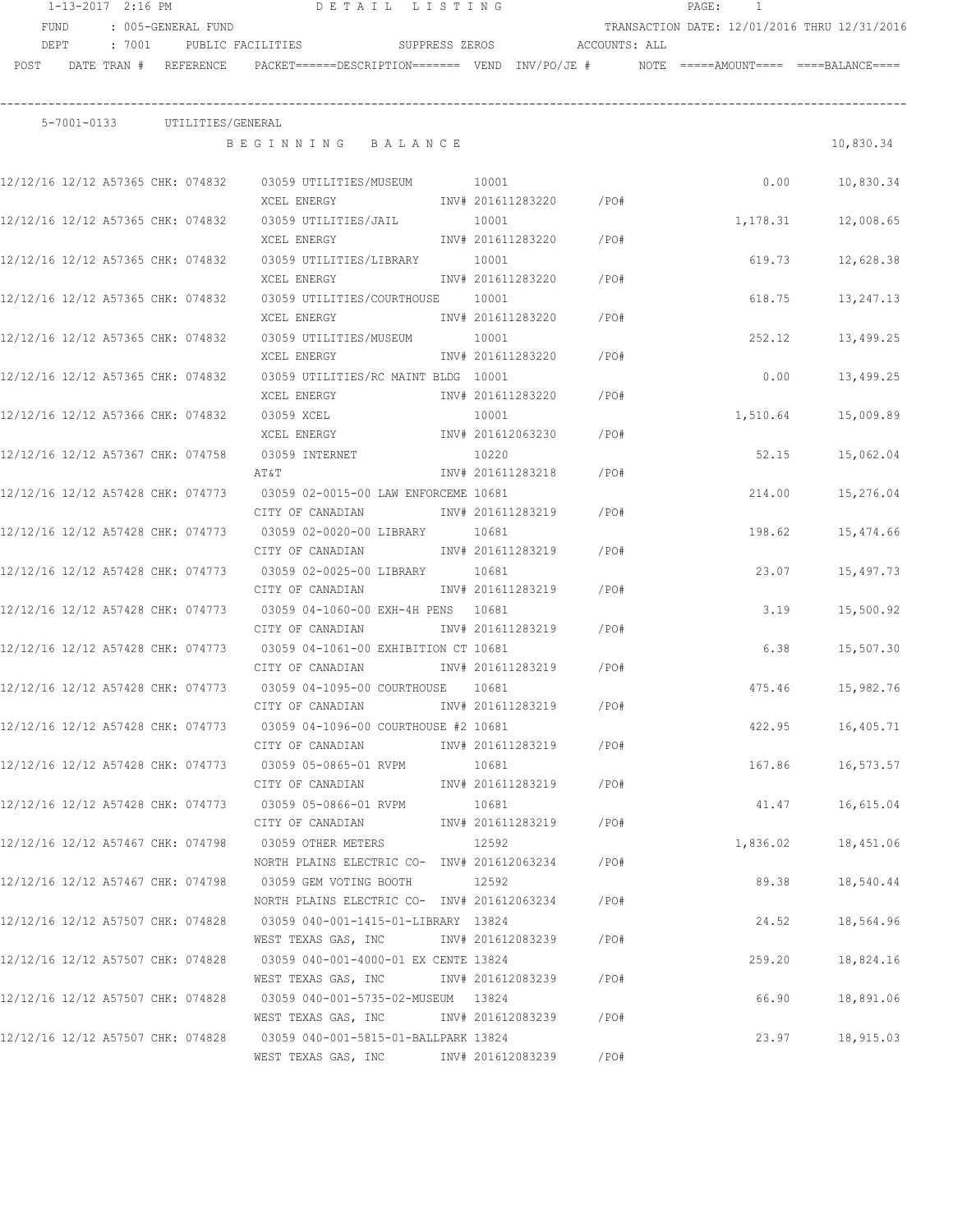1-13-2017 2:16 PM DETAIL LISTING

FUND : 005-GENERAL FUND — TRANSACTION DATE: 12/01/2016 THRU 12/31/2016

DEPT : 7001 PUBLIC FACILITIES — SUPPRESS ZEROS — ACCOUNTS: ALL

**5-7001-0133 UTILITIES/GENERAL**

| POST | DATE | TRAN # | REFERENCE | PACKET | DESCRIPTION | VEND | INV/PO/JE # | NOTE | AMOUNT | BALANCE |
|---|---|---|---|---|---|---|---|---|---|---|
| | | | | | BEGINNING BALANCE | | | | | 10,830.34 |
| 12/12/16 | 12/12 | A57365 | CHK: 074832 | 03059 | UTILITIES/MUSEUM — XCEL ENERGY | 10001 | INV# 201611283220 /PO# | | 0.00 | 10,830.34 |
| 12/12/16 | 12/12 | A57365 | CHK: 074832 | 03059 | UTILITIES/JAIL — XCEL ENERGY | 10001 | INV# 201611283220 /PO# | | 1,178.31 | 12,008.65 |
| 12/12/16 | 12/12 | A57365 | CHK: 074832 | 03059 | UTILITIES/LIBRARY — XCEL ENERGY | 10001 | INV# 201611283220 /PO# | | 619.73 | 12,628.38 |
| 12/12/16 | 12/12 | A57365 | CHK: 074832 | 03059 | UTILITIES/COURTHOUSE — XCEL ENERGY | 10001 | INV# 201611283220 /PO# | | 618.75 | 13,247.13 |
| 12/12/16 | 12/12 | A57365 | CHK: 074832 | 03059 | UTILITIES/MUSEUM — XCEL ENERGY | 10001 | INV# 201611283220 /PO# | | 252.12 | 13,499.25 |
| 12/12/16 | 12/12 | A57365 | CHK: 074832 | 03059 | UTILITIES/RC MAINT BLDG — XCEL ENERGY | 10001 | INV# 201611283220 /PO# | | 0.00 | 13,499.25 |
| 12/12/16 | 12/12 | A57366 | CHK: 074832 | 03059 | XCEL — XCEL ENERGY | 10001 | INV# 201612063230 /PO# | | 1,510.64 | 15,009.89 |
| 12/12/16 | 12/12 | A57367 | CHK: 074758 | 03059 | INTERNET — AT&T | 10220 | INV# 201611283218 /PO# | | 52.15 | 15,062.04 |
| 12/12/16 | 12/12 | A57428 | CHK: 074773 | 03059 | 02-0015-00 LAW ENFORCEME — CITY OF CANADIAN | 10681 | INV# 201611283219 /PO# | | 214.00 | 15,276.04 |
| 12/12/16 | 12/12 | A57428 | CHK: 074773 | 03059 | 02-0020-00 LIBRARY — CITY OF CANADIAN | 10681 | INV# 201611283219 /PO# | | 198.62 | 15,474.66 |
| 12/12/16 | 12/12 | A57428 | CHK: 074773 | 03059 | 02-0025-00 LIBRARY — CITY OF CANADIAN | 10681 | INV# 201611283219 /PO# | | 23.07 | 15,497.73 |
| 12/12/16 | 12/12 | A57428 | CHK: 074773 | 03059 | 04-1060-00 EXH-4H PENS — CITY OF CANADIAN | 10681 | INV# 201611283219 /PO# | | 3.19 | 15,500.92 |
| 12/12/16 | 12/12 | A57428 | CHK: 074773 | 03059 | 04-1061-00 EXHIBITION CT — CITY OF CANADIAN | 10681 | INV# 201611283219 /PO# | | 6.38 | 15,507.30 |
| 12/12/16 | 12/12 | A57428 | CHK: 074773 | 03059 | 04-1095-00 COURTHOUSE — CITY OF CANADIAN | 10681 | INV# 201611283219 /PO# | | 475.46 | 15,982.76 |
| 12/12/16 | 12/12 | A57428 | CHK: 074773 | 03059 | 04-1096-00 COURTHOUSE #2 — CITY OF CANADIAN | 10681 | INV# 201611283219 /PO# | | 422.95 | 16,405.71 |
| 12/12/16 | 12/12 | A57428 | CHK: 074773 | 03059 | 05-0865-01 RVPM — CITY OF CANADIAN | 10681 | INV# 201611283219 /PO# | | 167.86 | 16,573.57 |
| 12/12/16 | 12/12 | A57428 | CHK: 074773 | 03059 | 05-0866-01 RVPM — CITY OF CANADIAN | 10681 | INV# 201611283219 /PO# | | 41.47 | 16,615.04 |
| 12/12/16 | 12/12 | A57467 | CHK: 074798 | 03059 | OTHER METERS — NORTH PLAINS ELECTRIC CO- | 12592 | INV# 201612063234 /PO# | | 1,836.02 | 18,451.06 |
| 12/12/16 | 12/12 | A57467 | CHK: 074798 | 03059 | GEM VOTING BOOTH — NORTH PLAINS ELECTRIC CO- | 12592 | INV# 201612063234 /PO# | | 89.38 | 18,540.44 |
| 12/12/16 | 12/12 | A57507 | CHK: 074828 | 03059 | 040-001-1415-01-LIBRARY — WEST TEXAS GAS, INC | 13824 | INV# 201612083239 /PO# | | 24.52 | 18,564.96 |
| 12/12/16 | 12/12 | A57507 | CHK: 074828 | 03059 | 040-001-4000-01 EX CENTE — WEST TEXAS GAS, INC | 13824 | INV# 201612083239 /PO# | | 259.20 | 18,824.16 |
| 12/12/16 | 12/12 | A57507 | CHK: 074828 | 03059 | 040-001-5735-02-MUSEUM — WEST TEXAS GAS, INC | 13824 | INV# 201612083239 /PO# | | 66.90 | 18,891.06 |
| 12/12/16 | 12/12 | A57507 | CHK: 074828 | 03059 | 040-001-5815-01-BALLPARK — WEST TEXAS GAS, INC | 13824 | INV# 201612083239 /PO# | | 23.97 | 18,915.03 |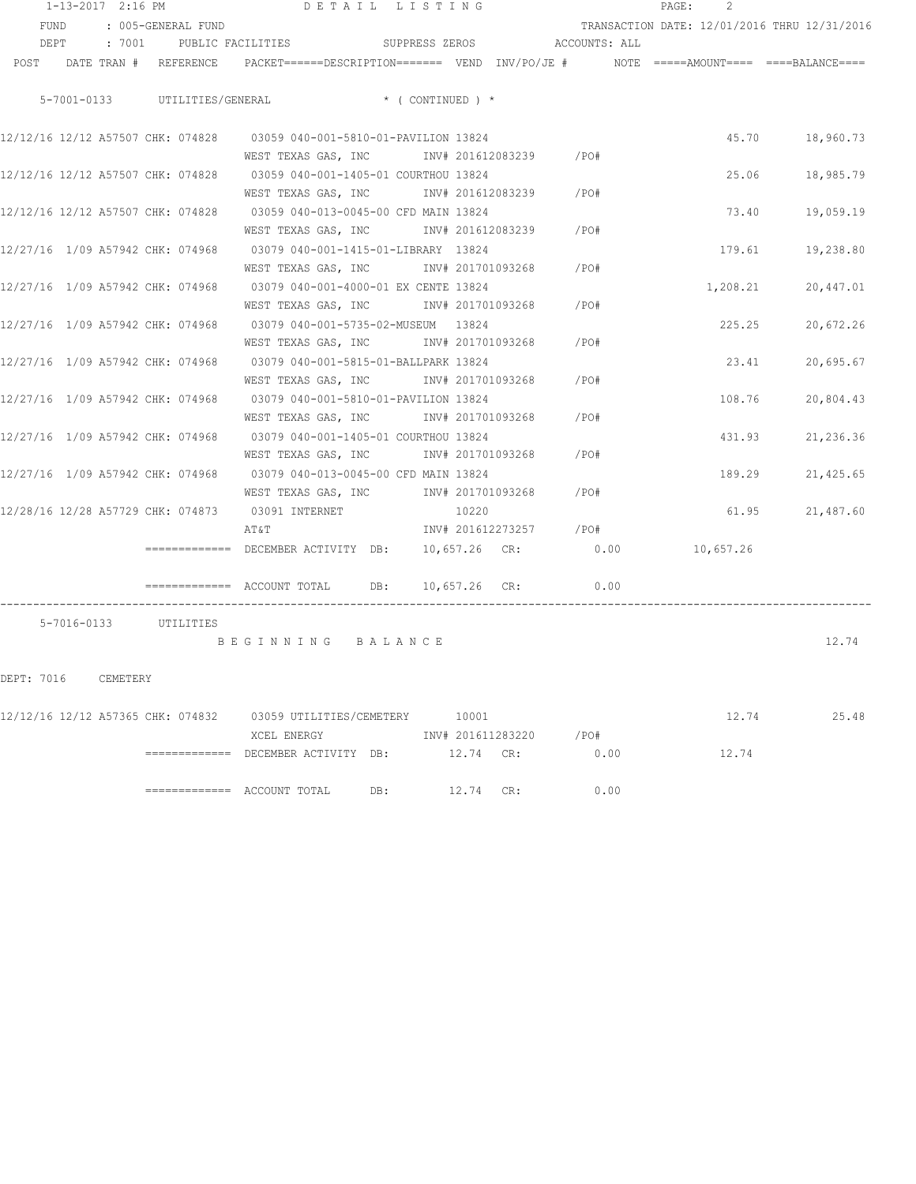1-13-2017 2:16 PM DETAIL LISTING PAGE: 2

FUND : 005-GENERAL FUND TRANSACTION DATE: 12/01/2016 THRU 12/31/2016

DEPT : 7001 PUBLIC FACILITIES SUPPRESS ZEROS ACCOUNTS: ALL

| POST | DATE TRAN # | REFERENCE | PACKET======DESCRIPTION======= | VEND | INV/PO/JE # | NOTE | =====AMOUNT==== | ====BALANCE==== |
|---|---|---|---|---|---|---|---|---|
| 5-7001-0133 | UTILITIES/GENERAL | | * ( CONTINUED ) * | | | | | |
| 12/12/16 | 12/12 A57507 | CHK: 074828 | 03059 040-001-5810-01-PAVILION | 13824 | | | 45.70 | 18,960.73 |
| | | | WEST TEXAS GAS, INC | | INV# 201612083239 | /PO# | | |
| 12/12/16 | 12/12 A57507 | CHK: 074828 | 03059 040-001-1405-01 COURTHOU | 13824 | | | 25.06 | 18,985.79 |
| | | | WEST TEXAS GAS, INC | | INV# 201612083239 | /PO# | | |
| 12/12/16 | 12/12 A57507 | CHK: 074828 | 03059 040-013-0045-00 CFD MAIN | 13824 | | | 73.40 | 19,059.19 |
| | | | WEST TEXAS GAS, INC | | INV# 201612083239 | /PO# | | |
| 12/27/16 | 1/09 A57942 | CHK: 074968 | 03079 040-001-1415-01-LIBRARY | 13824 | | | 179.61 | 19,238.80 |
| | | | WEST TEXAS GAS, INC | | INV# 201701093268 | /PO# | | |
| 12/27/16 | 1/09 A57942 | CHK: 074968 | 03079 040-001-4000-01 EX CENTE | 13824 | | | 1,208.21 | 20,447.01 |
| | | | WEST TEXAS GAS, INC | | INV# 201701093268 | /PO# | | |
| 12/27/16 | 1/09 A57942 | CHK: 074968 | 03079 040-001-5735-02-MUSEUM | 13824 | | | 225.25 | 20,672.26 |
| | | | WEST TEXAS GAS, INC | | INV# 201701093268 | /PO# | | |
| 12/27/16 | 1/09 A57942 | CHK: 074968 | 03079 040-001-5815-01-BALLPARK | 13824 | | | 23.41 | 20,695.67 |
| | | | WEST TEXAS GAS, INC | | INV# 201701093268 | /PO# | | |
| 12/27/16 | 1/09 A57942 | CHK: 074968 | 03079 040-001-5810-01-PAVILION | 13824 | | | 108.76 | 20,804.43 |
| | | | WEST TEXAS GAS, INC | | INV# 201701093268 | /PO# | | |
| 12/27/16 | 1/09 A57942 | CHK: 074968 | 03079 040-001-1405-01 COURTHOU | 13824 | | | 431.93 | 21,236.36 |
| | | | WEST TEXAS GAS, INC | | INV# 201701093268 | /PO# | | |
| 12/27/16 | 1/09 A57942 | CHK: 074968 | 03079 040-013-0045-00 CFD MAIN | 13824 | | | 189.29 | 21,425.65 |
| | | | WEST TEXAS GAS, INC | | INV# 201701093268 | /PO# | | |
| 12/28/16 | 12/28 A57729 | CHK: 074873 | 03091 INTERNET | 10220 | | | 61.95 | 21,487.60 |
| | | | AT&T | | INV# 201612273257 | /PO# | | |
| | | ============= | DECEMBER ACTIVITY DB: 10,657.26 | CR: | 0.00 | | 10,657.26 | |
| | | ============= | ACCOUNT TOTAL DB: 10,657.26 | CR: | 0.00 | | | |
| 5-7016-0133 | UTILITIES | | | | | | | |
| | | | BEGINNING BALANCE | | | | | 12.74 |
| DEPT: 7016 | CEMETERY | | | | | | | |
| 12/12/16 | 12/12 A57365 | CHK: 074832 | 03059 UTILITIES/CEMETERY | 10001 | | | 12.74 | 25.48 |
| | | | XCEL ENERGY | | INV# 201611283220 | /PO# | | |
| | | ============= | DECEMBER ACTIVITY DB: 12.74 | CR: | 0.00 | | 12.74 | |
| | | ============= | ACCOUNT TOTAL DB: 12.74 | CR: | 0.00 | | | |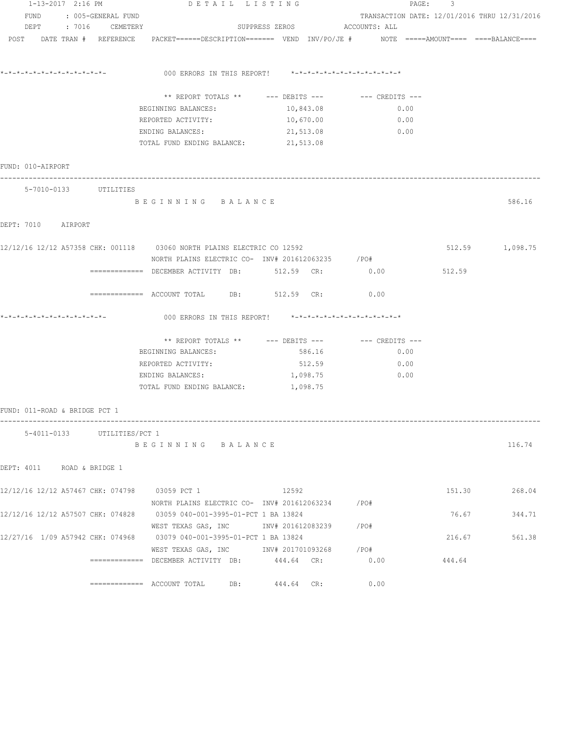```
1-13-2017 2:16 PM                    D E T A I L   L I S T I N G                          PAGE:    3
   FUND     : 005-GENERAL FUND                                                    TRANSACTION DATE: 12/01/2016 THRU 12/31/2016
   DEPT     : 7016    CEMETERY                     SUPPRESS ZEROS          ACCOUNTS: ALL
 POST    DATE TRAN #  REFERENCE    PACKET======DESCRIPTION======= VEND  INV/PO/JE #       NOTE  =====AMOUNT====  ====BALANCE====


*-*-*-*-*-*-*-*-*-*-*-*-*-*-            000 ERRORS IN THIS REPORT!     *-*-*-*-*-*-*-*-*-*-*-*-*-*

                              ** REPORT TOTALS **     --- DEBITS ---          --- CREDITS ---
                         BEGINNING BALANCES:              10,843.08                  0.00
                         REPORTED ACTIVITY:               10,670.00                  0.00
                         ENDING BALANCES:                 21,513.08                  0.00
                         TOTAL FUND ENDING BALANCE:       21,513.08

FUND: 010-AIRPORT
------------------------------------------------------------------------------------------------------------------------------------
     5-7010-0133       UTILITIES
                         B E G I N N I N G   B A L A N C E                                                          586.16

DEPT: 7010    AIRPORT

12/12/16 12/12 A57358 CHK: 001118    03060 NORTH PLAINS ELECTRIC CO 12592                               512.59       1,098.75
                         NORTH PLAINS ELECTRIC CO-  INV# 201612063235     /PO#
                ============= DECEMBER ACTIVITY  DB:       512.59  CR:          0.00              512.59

                ============= ACCOUNT TOTAL      DB:       512.59  CR:          0.00

*-*-*-*-*-*-*-*-*-*-*-*-*-*-            000 ERRORS IN THIS REPORT!     *-*-*-*-*-*-*-*-*-*-*-*-*-*

                              ** REPORT TOTALS **     --- DEBITS ---          --- CREDITS ---
                         BEGINNING BALANCES:                 586.16                  0.00
                         REPORTED ACTIVITY:                  512.59                  0.00
                         ENDING BALANCES:                  1,098.75                  0.00
                         TOTAL FUND ENDING BALANCE:        1,098.75

FUND: 011-ROAD & BRIDGE PCT 1
------------------------------------------------------------------------------------------------------------------------------------
     5-4011-0133       UTILITIES/PCT 1
                         B E G I N N I N G   B A L A N C E                                                          116.74

DEPT: 4011    ROAD & BRIDGE 1

12/12/16 12/12 A57467 CHK: 074798    03059 PCT 1                  12592                                 151.30         268.04
                         NORTH PLAINS ELECTRIC CO-  INV# 201612063234     /PO#
12/12/16 12/12 A57507 CHK: 074828    03059 040-001-3995-01-PCT 1 BA 13824                               76.67          344.71
                         WEST TEXAS GAS, INC        INV# 201612083239     /PO#
12/27/16  1/09 A57942 CHK: 074968    03079 040-001-3995-01-PCT 1 BA 13824                               216.67         561.38
                         WEST TEXAS GAS, INC        INV# 201701093268     /PO#
                ============= DECEMBER ACTIVITY  DB:       444.64  CR:          0.00              444.64

                ============= ACCOUNT TOTAL      DB:       444.64  CR:          0.00
```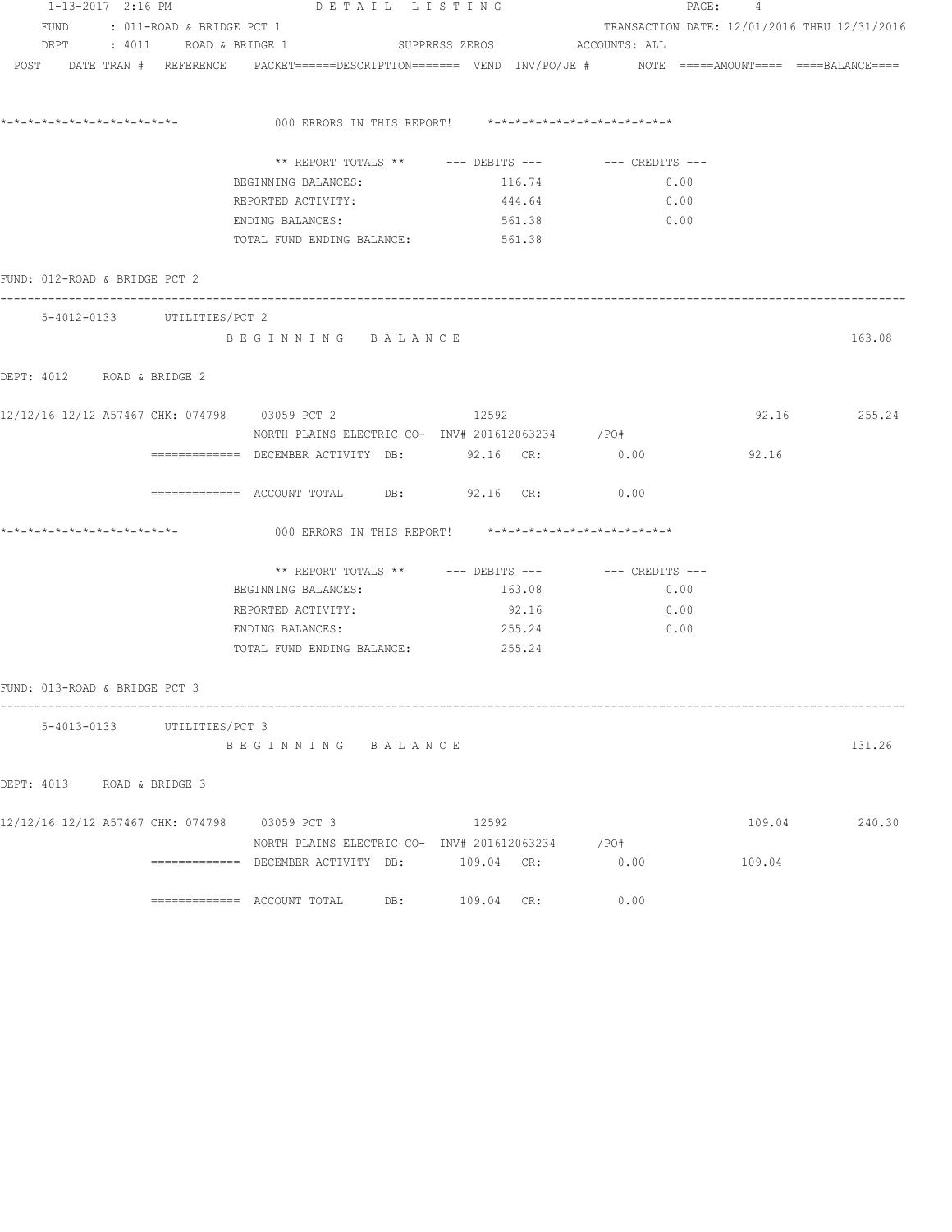1-13-2017 2:16 PM DETAIL LISTING

FUND : 011-ROAD & BRIDGE PCT 1 TRANSACTION DATE: 12/01/2016 THRU 12/31/2016

DEPT : 4011 ROAD & BRIDGE 1 SUPPRESS ZEROS ACCOUNTS: ALL

POST DATE TRAN # REFERENCE PACKET======DESCRIPTION======= VEND INV/PO/JE # NOTE =====AMOUNT==== ====BALANCE====

*-*-*-*-*-*-*-*-*-*-*-*-*-*- 000 ERRORS IN THIS REPORT! *-*-*-*-*-*-*-*-*-*-*-*-*-*

| ** REPORT TOTALS ** | --- DEBITS --- | --- CREDITS --- |
|---|---|---|
| BEGINNING BALANCES: | 116.74 | 0.00 |
| REPORTED ACTIVITY: | 444.64 | 0.00 |
| ENDING BALANCES: | 561.38 | 0.00 |
| TOTAL FUND ENDING BALANCE: | 561.38 | |

FUND: 012-ROAD & BRIDGE PCT 2

5-4012-0133 UTILITIES/PCT 2

B E G I N N I N G B A L A N C E 163.08

DEPT: 4012 ROAD & BRIDGE 2

12/12/16 12/12 A57467 CHK: 074798 03059 PCT 2 12592 92.16 255.24

NORTH PLAINS ELECTRIC CO- INV# 201612063234 /PO#

============= DECEMBER ACTIVITY DB: 92.16 CR: 0.00 92.16

============= ACCOUNT TOTAL DB: 92.16 CR: 0.00

*-*-*-*-*-*-*-*-*-*-*-*-*-*- 000 ERRORS IN THIS REPORT! *-*-*-*-*-*-*-*-*-*-*-*-*-*

| ** REPORT TOTALS ** | --- DEBITS --- | --- CREDITS --- |
|---|---|---|
| BEGINNING BALANCES: | 163.08 | 0.00 |
| REPORTED ACTIVITY: | 92.16 | 0.00 |
| ENDING BALANCES: | 255.24 | 0.00 |
| TOTAL FUND ENDING BALANCE: | 255.24 | |

FUND: 013-ROAD & BRIDGE PCT 3

5-4013-0133 UTILITIES/PCT 3

B E G I N N I N G B A L A N C E 131.26

DEPT: 4013 ROAD & BRIDGE 3

12/12/16 12/12 A57467 CHK: 074798 03059 PCT 3 12592 109.04 240.30

NORTH PLAINS ELECTRIC CO- INV# 201612063234 /PO#

============= DECEMBER ACTIVITY DB: 109.04 CR: 0.00 109.04

============= ACCOUNT TOTAL DB: 109.04 CR: 0.00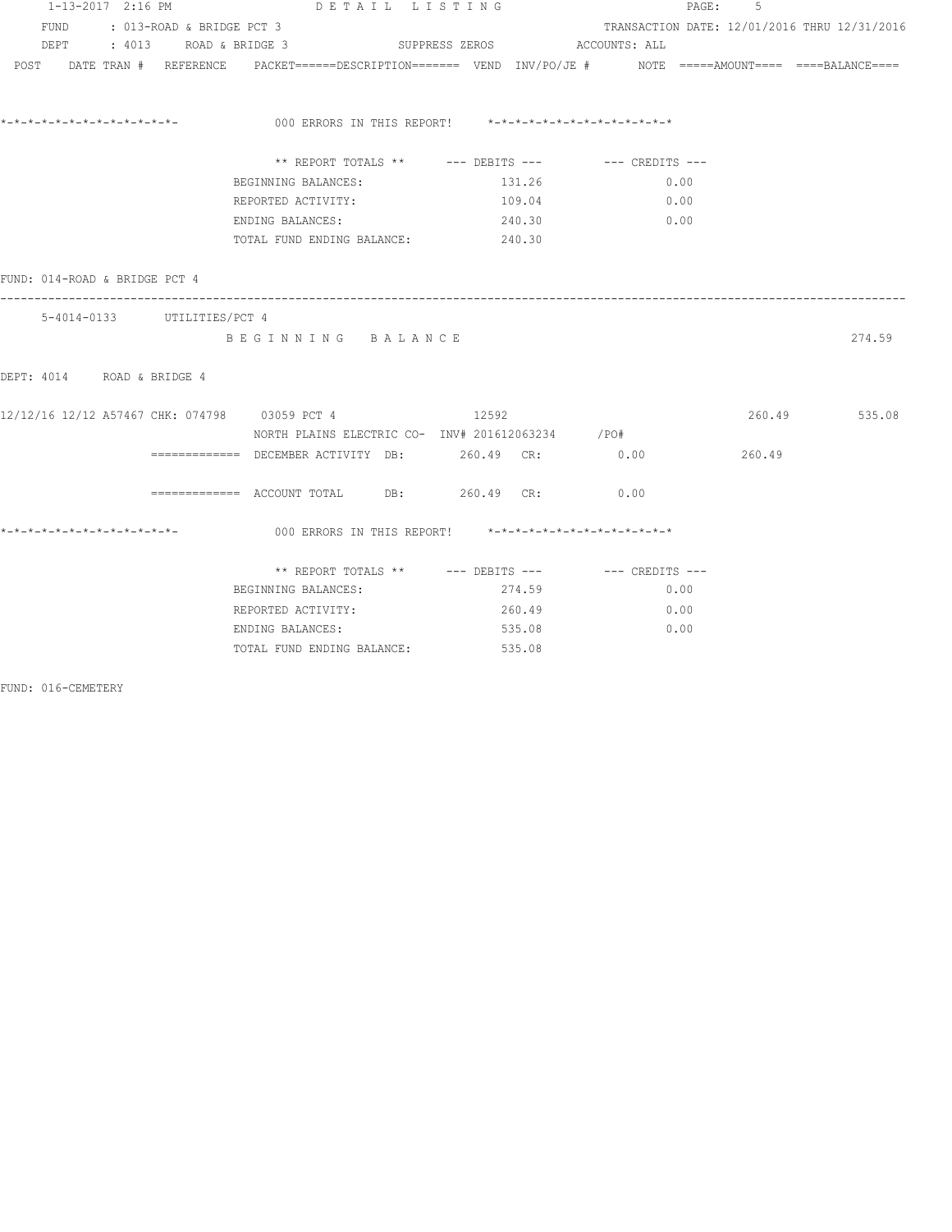1-13-2017 2:16 PM DETAIL LISTING PAGE: 5

FUND : 013-ROAD & BRIDGE PCT 3 TRANSACTION DATE: 12/01/2016 THRU 12/31/2016

DEPT : 4013 ROAD & BRIDGE 3 SUPPRESS ZEROS ACCOUNTS: ALL

POST DATE TRAN # REFERENCE PACKET======DESCRIPTION======= VEND INV/PO/JE # NOTE =====AMOUNT==== ====BALANCE====

*-*-*-*-*-*-*-*-*-*-*-*-*-*- 000 ERRORS IN THIS REPORT! *-*-*-*-*-*-*-*-*-*-*-*-*-*

| ** REPORT TOTALS ** | --- DEBITS --- | --- CREDITS --- |
|---|---|---|
| BEGINNING BALANCES: | 131.26 | 0.00 |
| REPORTED ACTIVITY: | 109.04 | 0.00 |
| ENDING BALANCES: | 240.30 | 0.00 |
| TOTAL FUND ENDING BALANCE: | 240.30 | |

FUND: 014-ROAD & BRIDGE PCT 4

---

5-4014-0133 UTILITIES/PCT 4

B E G I N N I N G B A L A N C E 274.59

DEPT: 4014 ROAD & BRIDGE 4

12/12/16 12/12 A57467 CHK: 074798 03059 PCT 4 12592 260.49 535.08

NORTH PLAINS ELECTRIC CO- INV# 201612063234 /PO#

============= DECEMBER ACTIVITY DB: 260.49 CR: 0.00 260.49

============= ACCOUNT TOTAL DB: 260.49 CR: 0.00

*-*-*-*-*-*-*-*-*-*-*-*-*-*- 000 ERRORS IN THIS REPORT! *-*-*-*-*-*-*-*-*-*-*-*-*-*

| ** REPORT TOTALS ** | --- DEBITS --- | --- CREDITS --- |
|---|---|---|
| BEGINNING BALANCES: | 274.59 | 0.00 |
| REPORTED ACTIVITY: | 260.49 | 0.00 |
| ENDING BALANCES: | 535.08 | 0.00 |
| TOTAL FUND ENDING BALANCE: | 535.08 | |

FUND: 016-CEMETERY